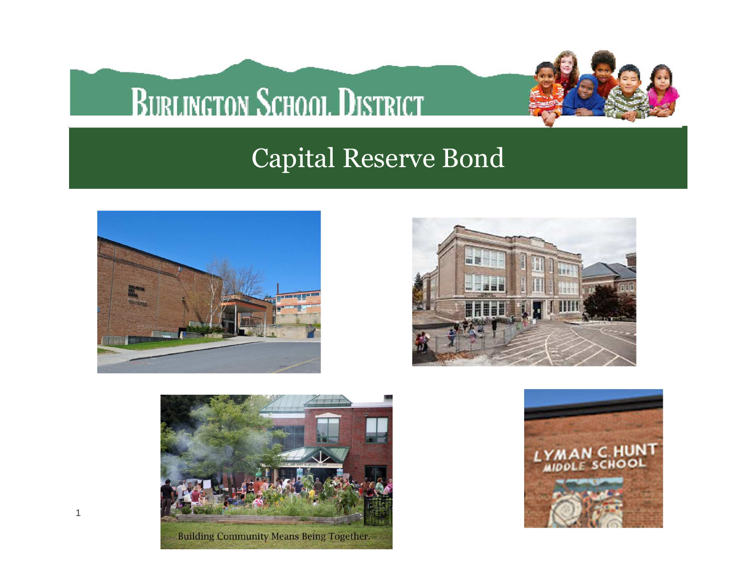# Burlington School District

## Capital Reserve Bond

Building Community Means Being Together.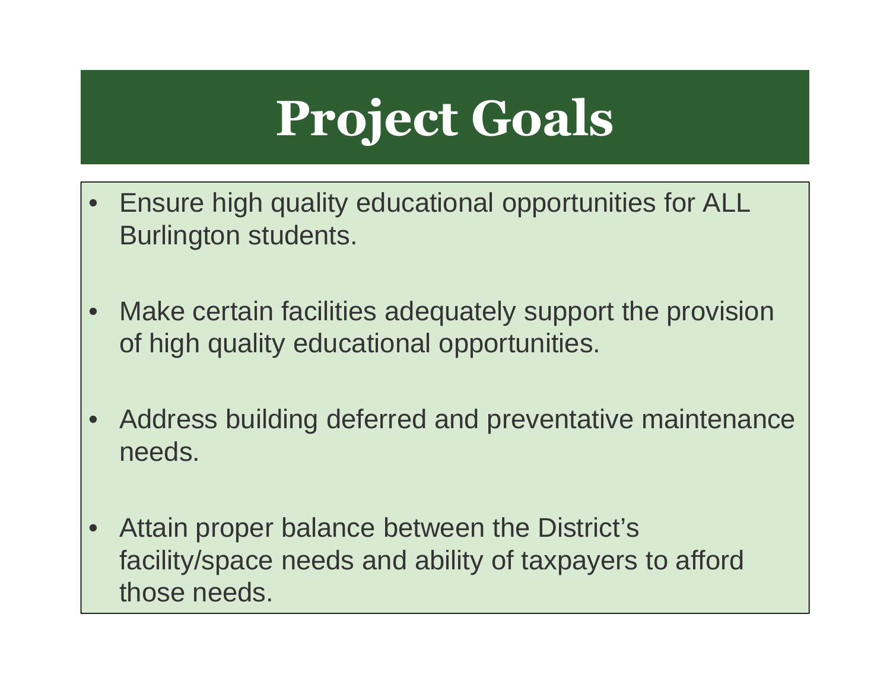# Project Goals

- Ensure high quality educational opportunities for ALL Burlington students.
- Make certain facilities adequately support the provision of high quality educational opportunities.
- Address building deferred and preventative maintenance needs.
- Attain proper balance between the District's facility/space needs and ability of taxpayers to afford those needs.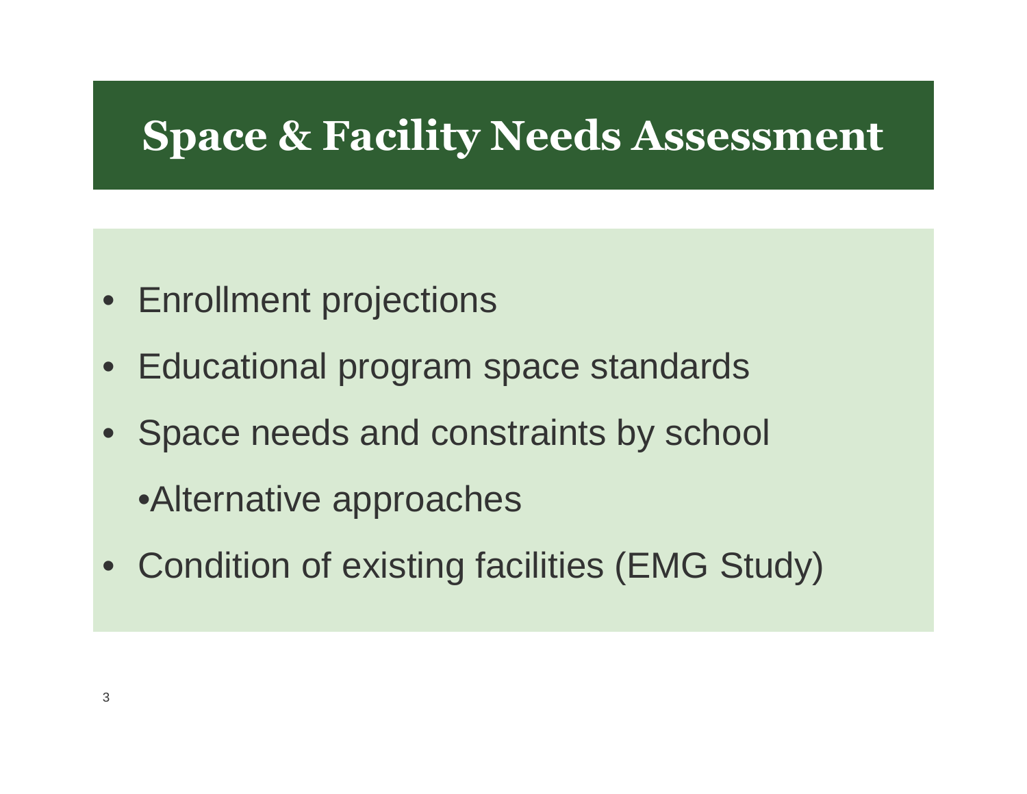# Space & Facility Needs Assessment

- Enrollment projections
- Educational program space standards
- Space needs and constraints by school
  - Alternative approaches
- Condition of existing facilities (EMG Study)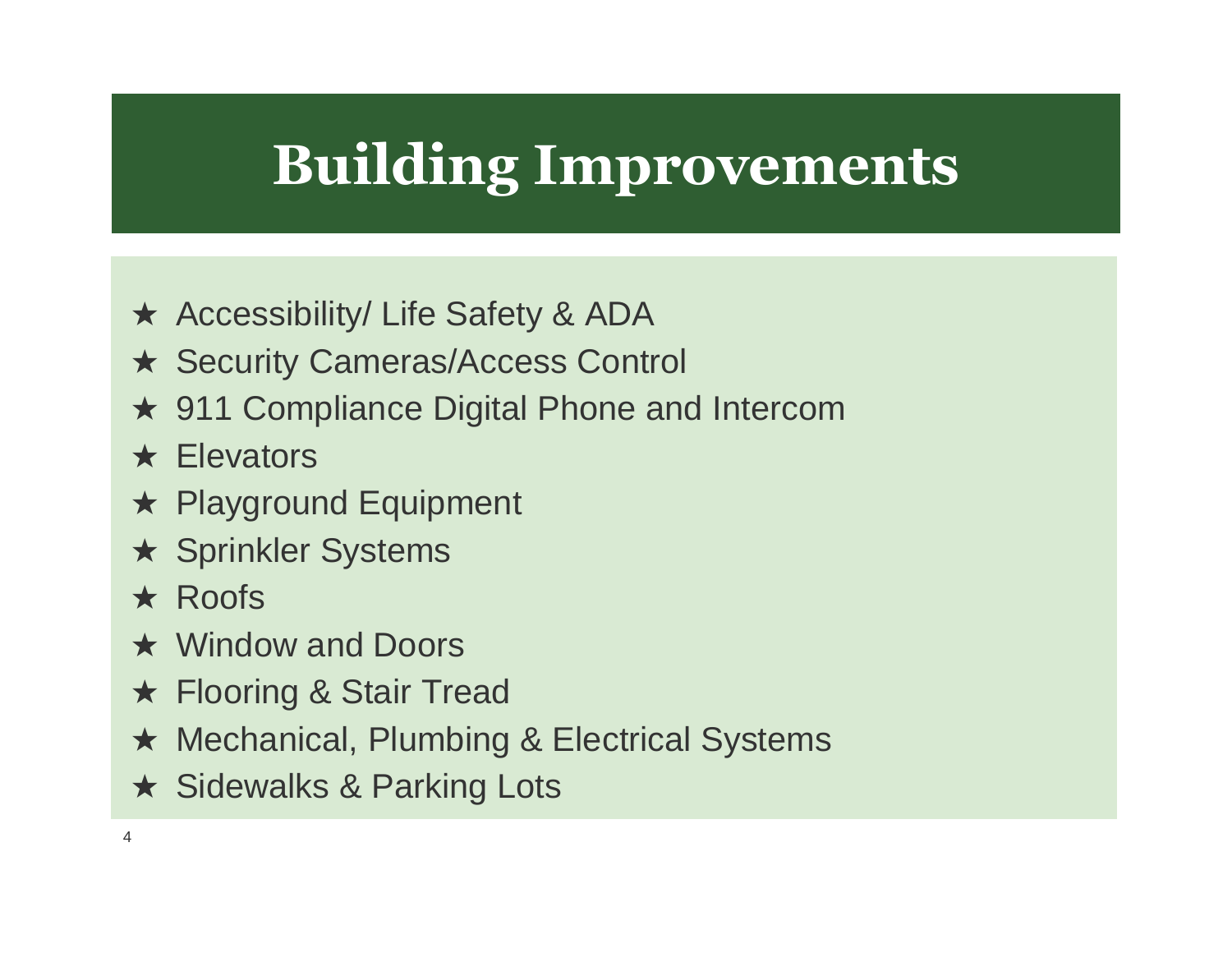# Building Improvements

- Accessibility/ Life Safety & ADA
- Security Cameras/Access Control
- 911 Compliance Digital Phone and Intercom
- Elevators
- Playground Equipment
- Sprinkler Systems
- Roofs
- Window and Doors
- Flooring & Stair Tread
- Mechanical, Plumbing & Electrical Systems
- Sidewalks & Parking Lots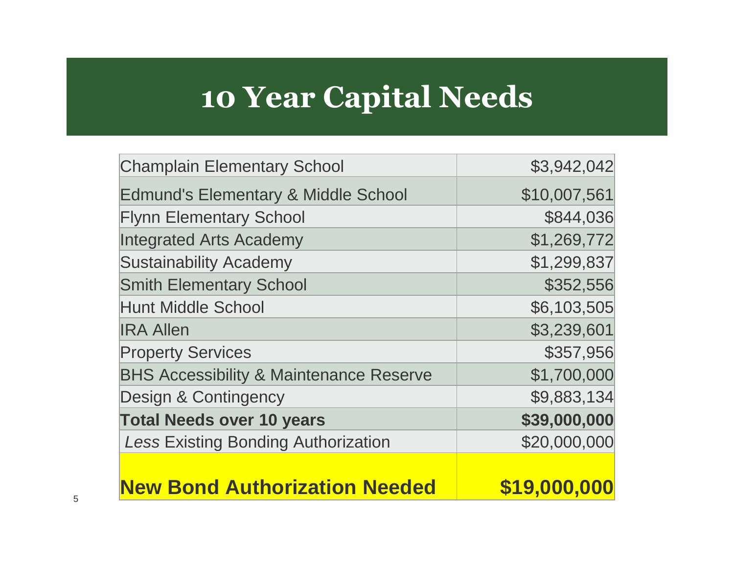# 10 Year Capital Needs

| | |
|---|---:|
| Champlain Elementary School | $3,942,042 |
| Edmund's Elementary & Middle School | $10,007,561 |
| Flynn Elementary School | $844,036 |
| Integrated Arts Academy | $1,269,772 |
| Sustainability Academy | $1,299,837 |
| Smith Elementary School | $352,556 |
| Hunt Middle School | $6,103,505 |
| IRA Allen | $3,239,601 |
| Property Services | $357,956 |
| BHS Accessibility & Maintenance Reserve | $1,700,000 |
| Design & Contingency | $9,883,134 |
| **Total Needs over 10 years** | **$39,000,000** |
| *Less* Existing Bonding Authorization | $20,000,000 |
| **New Bond Authorization Needed** | **$19,000,000** |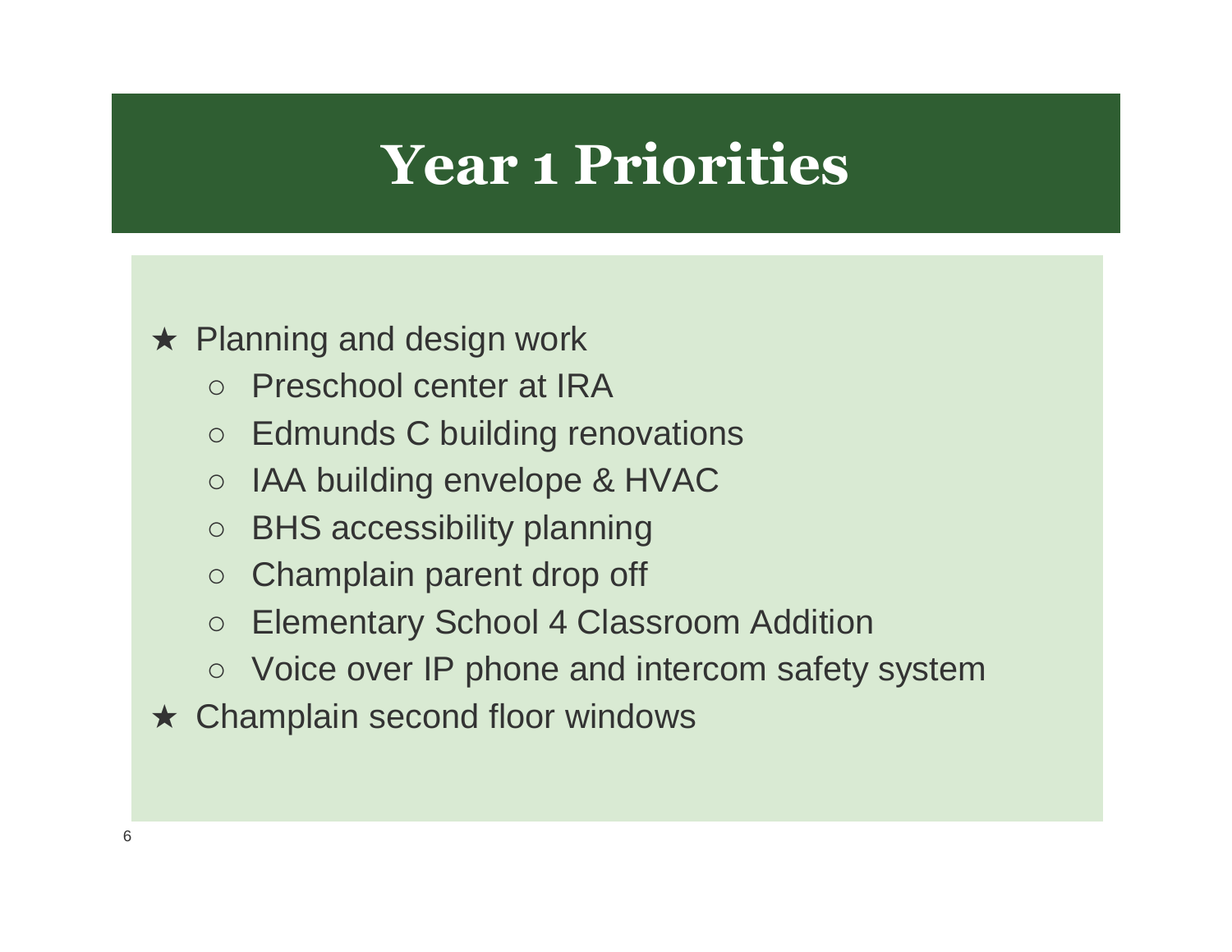# Year 1 Priorities

- Planning and design work
  - Preschool center at IRA
  - Edmunds C building renovations
  - IAA building envelope & HVAC
  - BHS accessibility planning
  - Champlain parent drop off
  - Elementary School 4 Classroom Addition
  - Voice over IP phone and intercom safety system
- Champlain second floor windows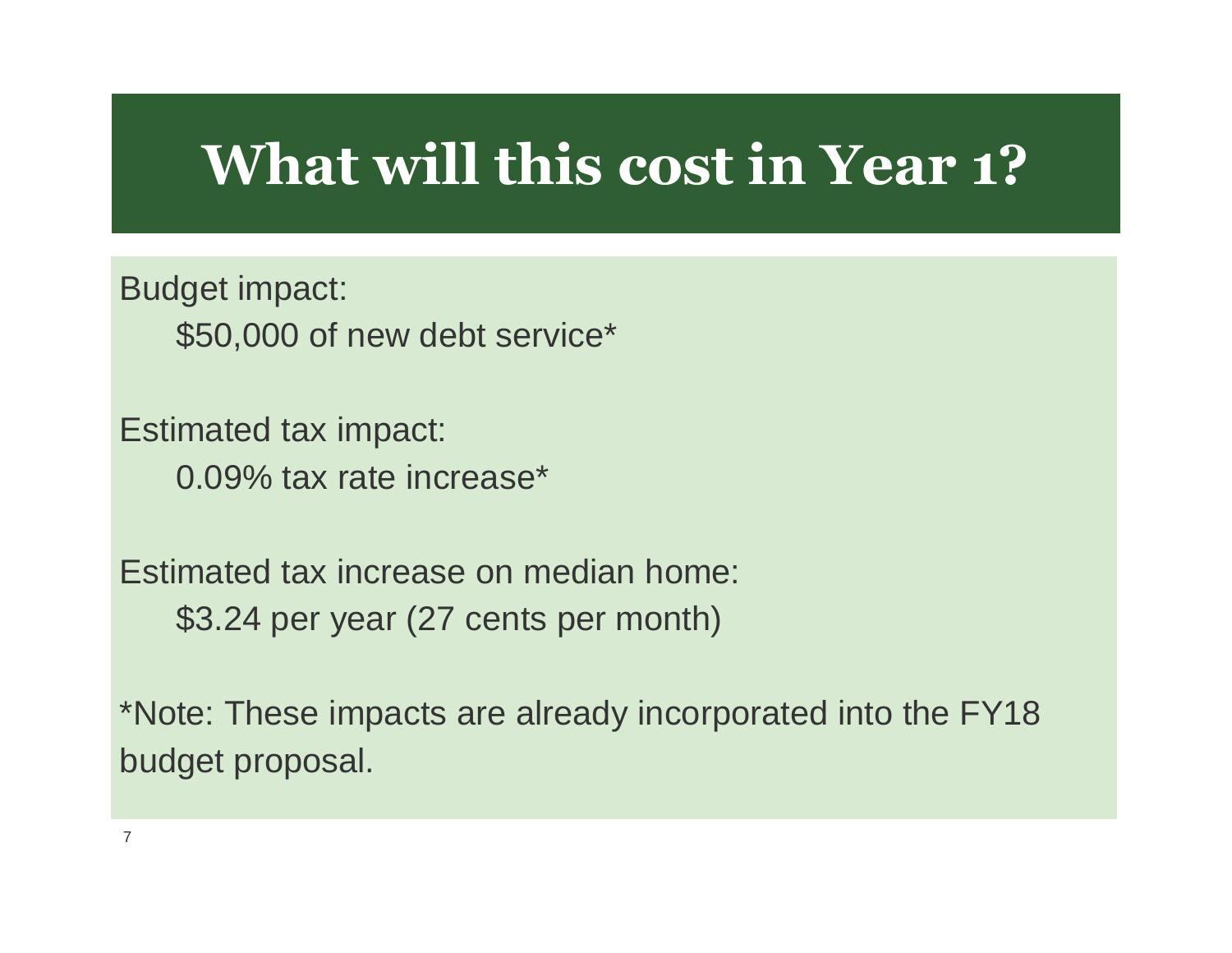# What will this cost in Year 1?

Budget impact:

$50,000 of new debt service*

Estimated tax impact:

0.09% tax rate increase*

Estimated tax increase on median home:

$3.24 per year (27 cents per month)

*Note: These impacts are already incorporated into the FY18 budget proposal.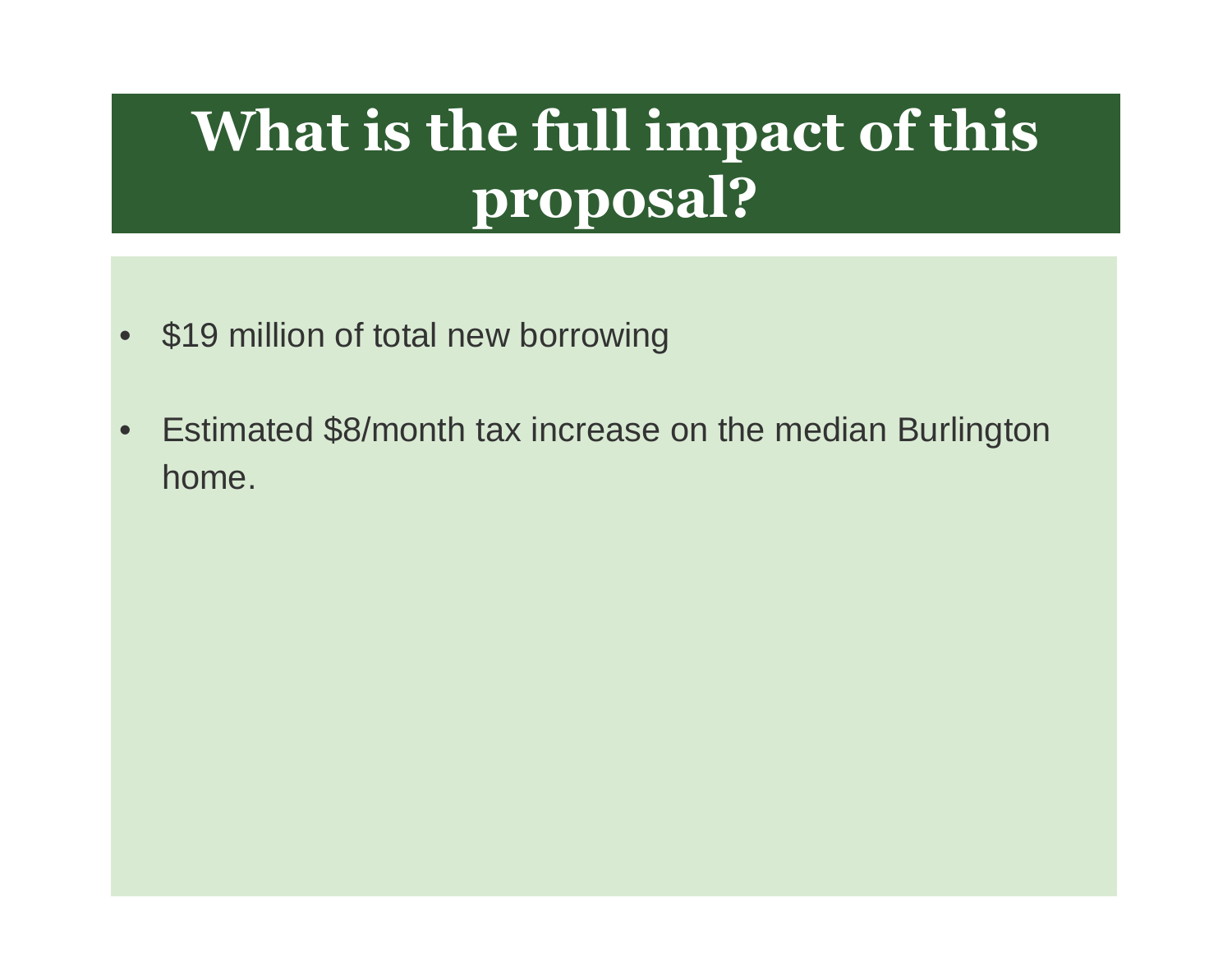# What is the full impact of this proposal?

- $19 million of total new borrowing
- Estimated $8/month tax increase on the median Burlington home.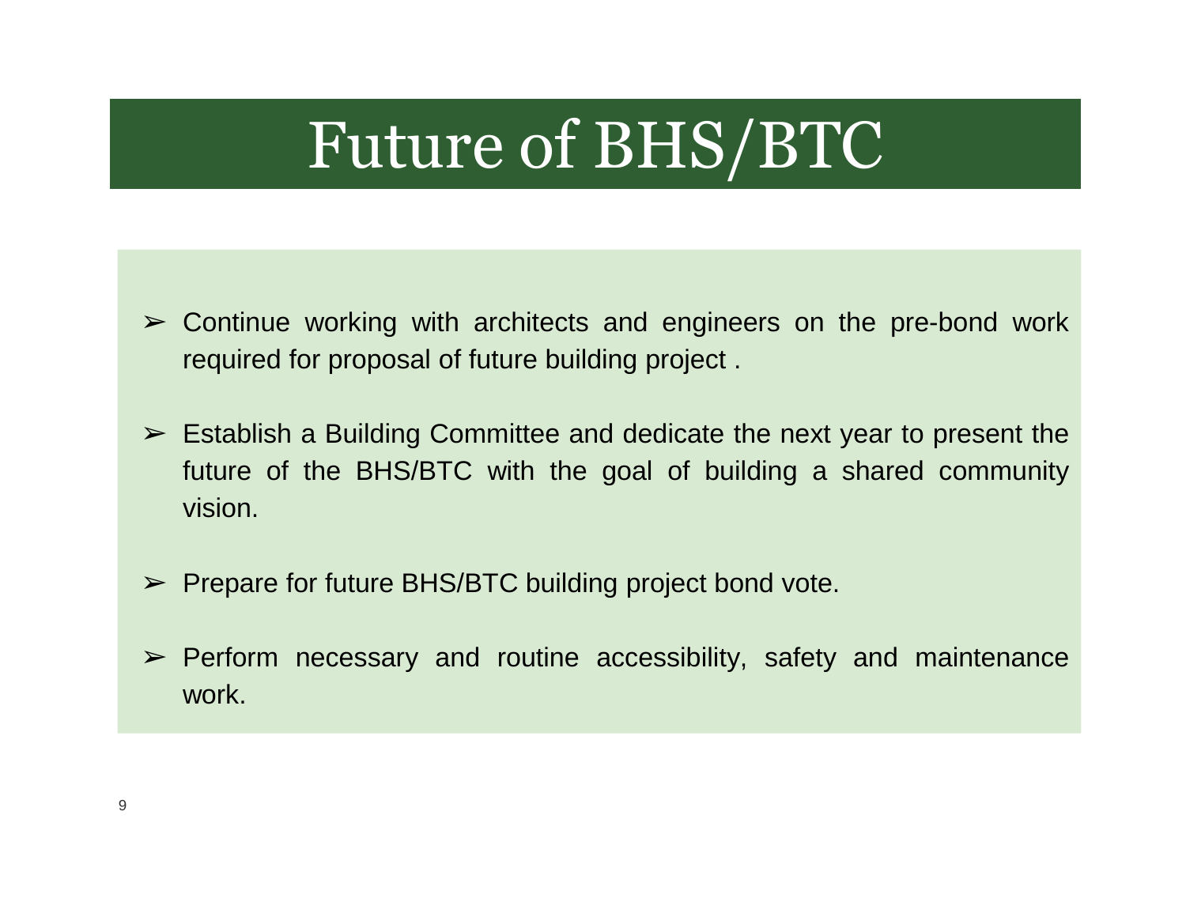# Future of BHS/BTC

- Continue working with architects and engineers on the pre-bond work required for proposal of future building project .
- Establish a Building Committee and dedicate the next year to present the future of the BHS/BTC with the goal of building a shared community vision.
- Prepare for future BHS/BTC building project bond vote.
- Perform necessary and routine accessibility, safety and maintenance work.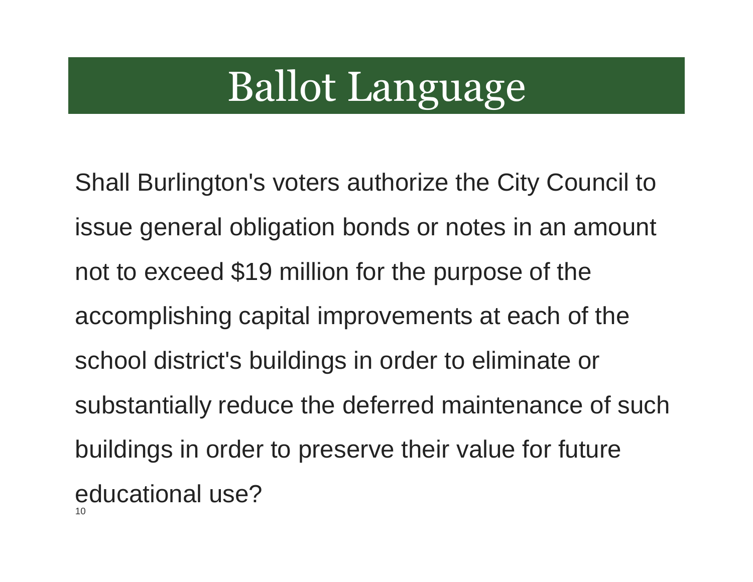# Ballot Language

Shall Burlington's voters authorize the City Council to issue general obligation bonds or notes in an amount not to exceed $19 million for the purpose of the accomplishing capital improvements at each of the school district's buildings in order to eliminate or substantially reduce the deferred maintenance of such buildings in order to preserve their value for future educational use?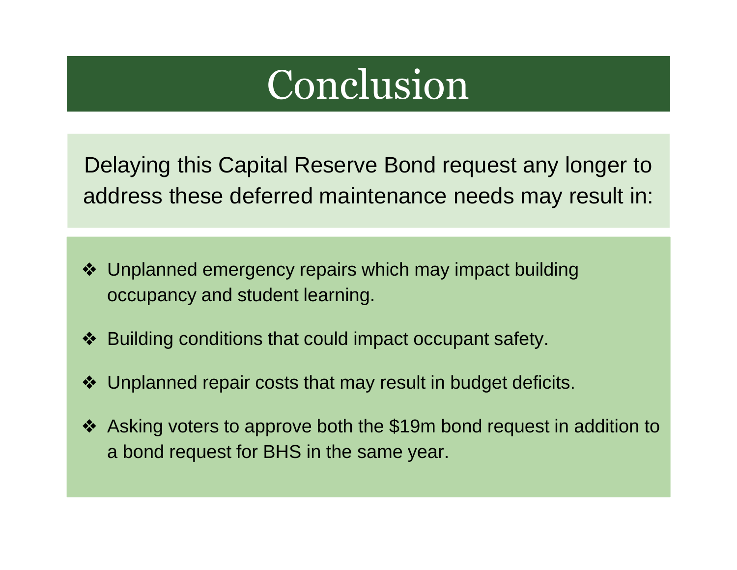# Conclusion

Delaying this Capital Reserve Bond request any longer to address these deferred maintenance needs may result in:

- ❖ Unplanned emergency repairs which may impact building occupancy and student learning.
- ❖ Building conditions that could impact occupant safety.
- ❖ Unplanned repair costs that may result in budget deficits.
- ❖ Asking voters to approve both the $19m bond request in addition to a bond request for BHS in the same year.